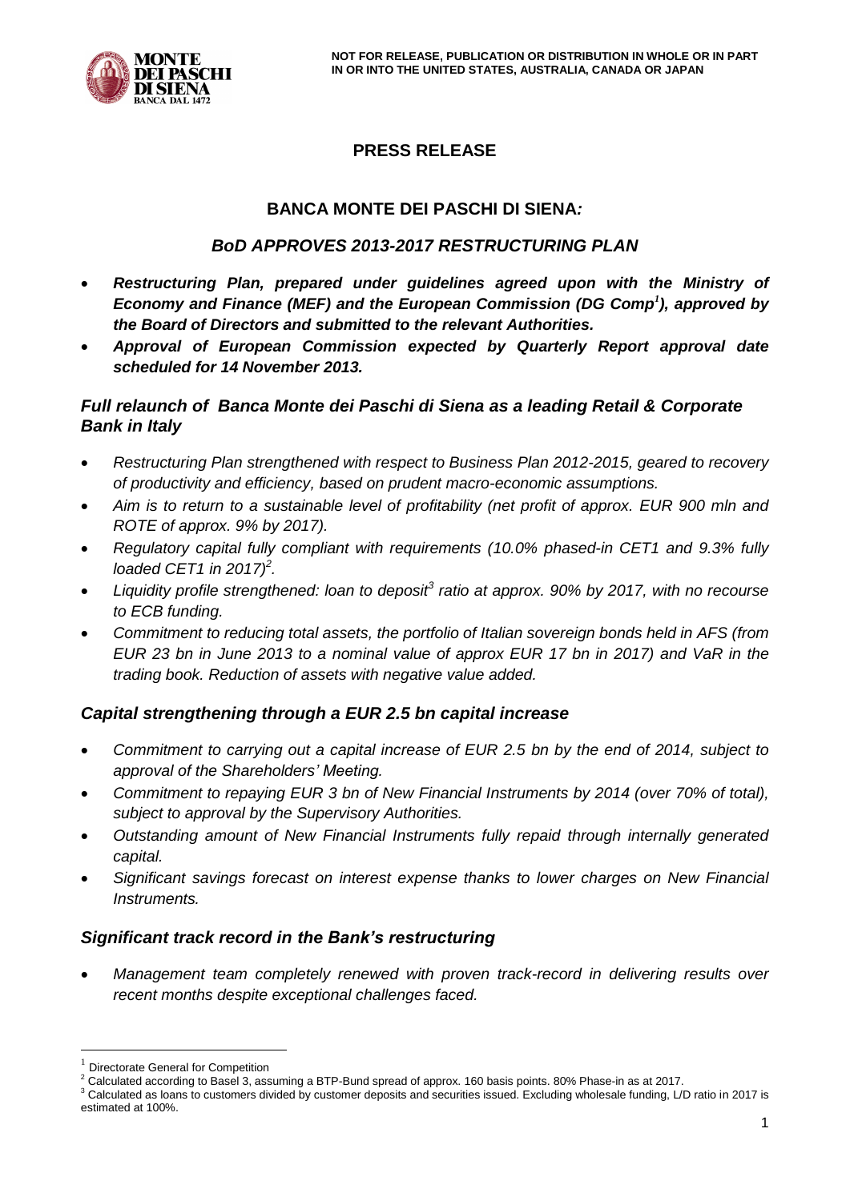NOT FOR RELEASE, PUBLICATION OR DISTRIBUTION IN WHOLE OR IN PART IN OR INTO THE UNITED STATES, AUSTRALIA, CANADA OR JAPAN

# PRESS RELEASE

## BANCA MONTE DEI PASCHI DI SIENA*:*

## *BoD APPROVES 2013-2017 RESTRUCTURING PLAN*

- ***Restructuring Plan, prepared under guidelines agreed upon with the Ministry of Economy and Finance (MEF) and the European Commission (DG Comp[1]), approved by the Board of Directors and submitted to the relevant Authorities.***
- ***Approval of European Commission expected by Quarterly Report approval date scheduled for 14 November 2013.***

### *Full relaunch of Banca Monte dei Paschi di Siena as a leading Retail & Corporate Bank in Italy*

- *Restructuring Plan strengthened with respect to Business Plan 2012-2015, geared to recovery of productivity and efficiency, based on prudent macro-economic assumptions.*
- *Aim is to return to a sustainable level of profitability (net profit of approx. EUR 900 mln and ROTE of approx. 9% by 2017).*
- *Regulatory capital fully compliant with requirements (10.0% phased-in CET1 and 9.3% fully loaded CET1 in 2017)[2].*
- *Liquidity profile strengthened: loan to deposit[3] ratio at approx. 90% by 2017, with no recourse to ECB funding.*
- *Commitment to reducing total assets, the portfolio of Italian sovereign bonds held in AFS (from EUR 23 bn in June 2013 to a nominal value of approx EUR 17 bn in 2017) and VaR in the trading book. Reduction of assets with negative value added.*

### *Capital strengthening through a EUR 2.5 bn capital increase*

- *Commitment to carrying out a capital increase of EUR 2.5 bn by the end of 2014, subject to approval of the Shareholders' Meeting.*
- *Commitment to repaying EUR 3 bn of New Financial Instruments by 2014 (over 70% of total), subject to approval by the Supervisory Authorities.*
- *Outstanding amount of New Financial Instruments fully repaid through internally generated capital.*
- *Significant savings forecast on interest expense thanks to lower charges on New Financial Instruments.*

### *Significant track record in the Bank's restructuring*

- *Management team completely renewed with proven track-record in delivering results over recent months despite exceptional challenges faced.*

---

[1] Directorate General for Competition

[2] Calculated according to Basel 3, assuming a BTP-Bund spread of approx. 160 basis points. 80% Phase-in as at 2017.

[3] Calculated as loans to customers divided by customer deposits and securities issued. Excluding wholesale funding, L/D ratio in 2017 is estimated at 100%.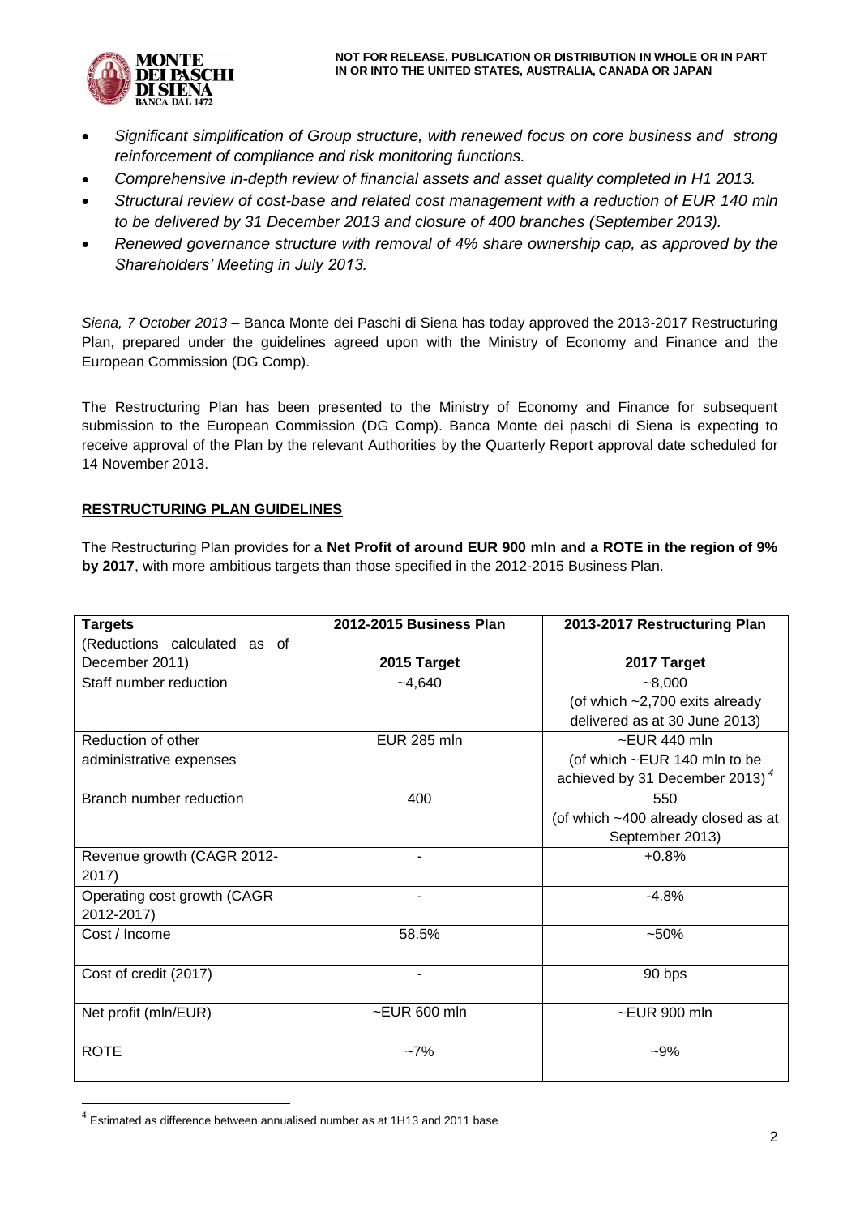- *Significant simplification of Group structure, with renewed focus on core business and strong reinforcement of compliance and risk monitoring functions.*
- *Comprehensive in-depth review of financial assets and asset quality completed in H1 2013.*
- *Structural review of cost-base and related cost management with a reduction of EUR 140 mln to be delivered by 31 December 2013 and closure of 400 branches (September 2013).*
- *Renewed governance structure with removal of 4% share ownership cap, as approved by the Shareholders' Meeting in July 2013.*

*Siena, 7 October 2013* – Banca Monte dei Paschi di Siena has today approved the 2013-2017 Restructuring Plan, prepared under the guidelines agreed upon with the Ministry of Economy and Finance and the European Commission (DG Comp).

The Restructuring Plan has been presented to the Ministry of Economy and Finance for subsequent submission to the European Commission (DG Comp). Banca Monte dei paschi di Siena is expecting to receive approval of the Plan by the relevant Authorities by the Quarterly Report approval date scheduled for 14 November 2013.

**RESTRUCTURING PLAN GUIDELINES**

The Restructuring Plan provides for a **Net Profit of around EUR 900 mln and a ROTE in the region of 9% by 2017**, with more ambitious targets than those specified in the 2012-2015 Business Plan.

| **Targets** (Reductions calculated as of December 2011) | **2012-2015 Business Plan** **2015 Target** | **2013-2017 Restructuring Plan** **2017 Target** |
|---|---|---|
| Staff number reduction | ~4,640 | ~8,000 (of which ~2,700 exits already delivered as at 30 June 2013) |
| Reduction of other administrative expenses | EUR 285 mln | ~EUR 440 mln (of which ~EUR 140 mln to be achieved by 31 December 2013) [4] |
| Branch number reduction | 400 | 550 (of which ~400 already closed as at September 2013) |
| Revenue growth (CAGR 2012-2017) | - | +0.8% |
| Operating cost growth (CAGR 2012-2017) | - | -4.8% |
| Cost / Income | 58.5% | ~50% |
| Cost of credit (2017) | - | 90 bps |
| Net profit (mln/EUR) | ~EUR 600 mln | ~EUR 900 mln |
| ROTE | ~7% | ~9% |

[4] Estimated as difference between annualised number as at 1H13 and 2011 base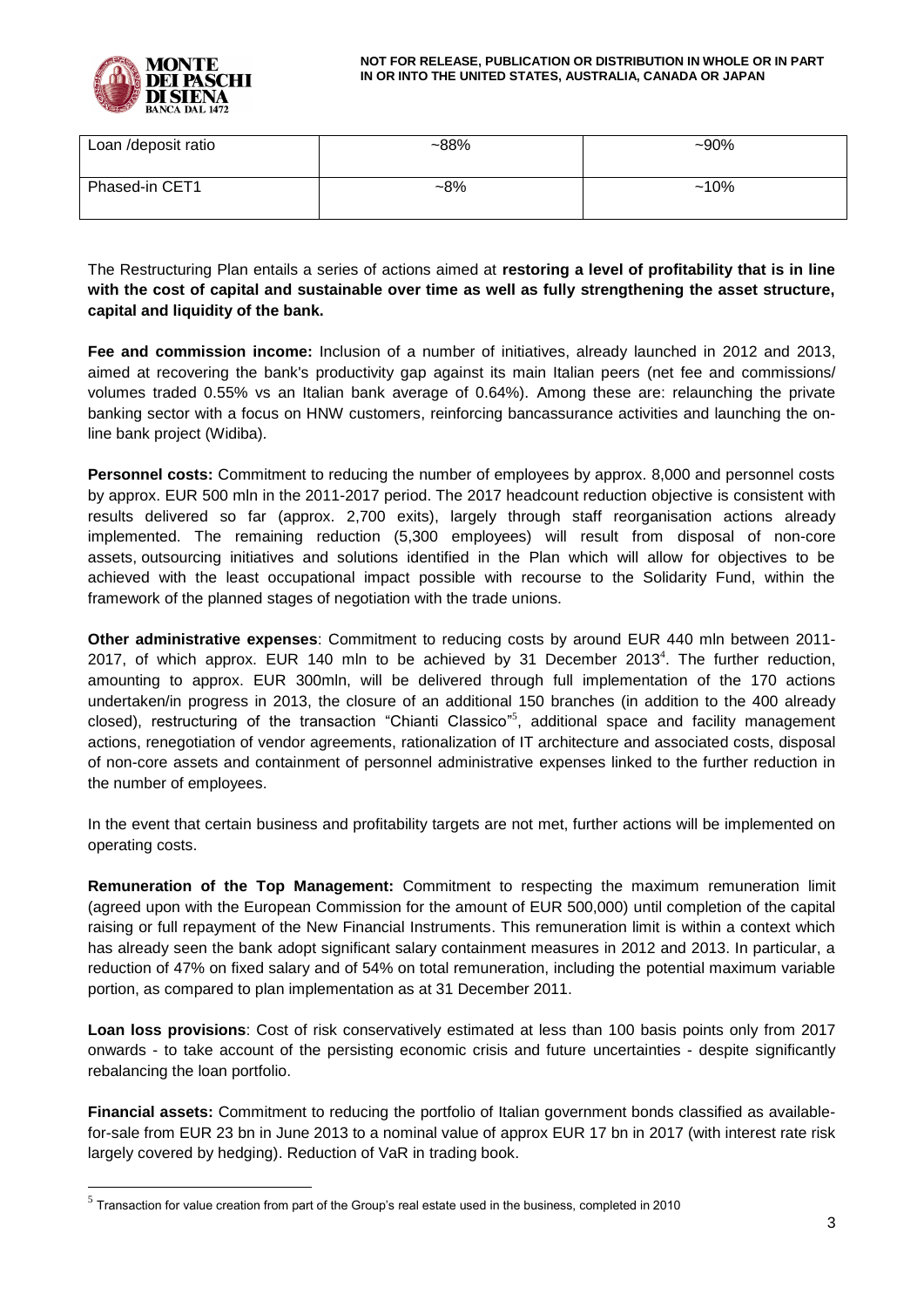| Loan /deposit ratio | ~88% | ~90% |
|---|---|---|
| Phased-in CET1 | ~8% | ~10% |

The Restructuring Plan entails a series of actions aimed at **restoring a level of profitability that is in line with the cost of capital and sustainable over time as well as fully strengthening the asset structure, capital and liquidity of the bank.**

**Fee and commission income:** Inclusion of a number of initiatives, already launched in 2012 and 2013, aimed at recovering the bank's productivity gap against its main Italian peers (net fee and commissions/ volumes traded 0.55% vs an Italian bank average of 0.64%). Among these are: relaunching the private banking sector with a focus on HNW customers, reinforcing bancassurance activities and launching the on-line bank project (Widiba).

**Personnel costs:** Commitment to reducing the number of employees by approx. 8,000 and personnel costs by approx. EUR 500 mln in the 2011-2017 period. The 2017 headcount reduction objective is consistent with results delivered so far (approx. 2,700 exits), largely through staff reorganisation actions already implemented. The remaining reduction (5,300 employees) will result from disposal of non-core assets, outsourcing initiatives and solutions identified in the Plan which will allow for objectives to be achieved with the least occupational impact possible with recourse to the Solidarity Fund, within the framework of the planned stages of negotiation with the trade unions.

**Other administrative expenses**: Commitment to reducing costs by around EUR 440 mln between 2011-2017, of which approx. EUR 140 mln to be achieved by 31 December 2013[4]. The further reduction, amounting to approx. EUR 300mln, will be delivered through full implementation of the 170 actions undertaken/in progress in 2013, the closure of an additional 150 branches (in addition to the 400 already closed), restructuring of the transaction "Chianti Classico"[5], additional space and facility management actions, renegotiation of vendor agreements, rationalization of IT architecture and associated costs, disposal of non-core assets and containment of personnel administrative expenses linked to the further reduction in the number of employees.

In the event that certain business and profitability targets are not met, further actions will be implemented on operating costs.

**Remuneration of the Top Management:** Commitment to respecting the maximum remuneration limit (agreed upon with the European Commission for the amount of EUR 500,000) until completion of the capital raising or full repayment of the New Financial Instruments. This remuneration limit is within a context which has already seen the bank adopt significant salary containment measures in 2012 and 2013. In particular, a reduction of 47% on fixed salary and of 54% on total remuneration, including the potential maximum variable portion, as compared to plan implementation as at 31 December 2011.

**Loan loss provisions**: Cost of risk conservatively estimated at less than 100 basis points only from 2017 onwards - to take account of the persisting economic crisis and future uncertainties - despite significantly rebalancing the loan portfolio.

**Financial assets:** Commitment to reducing the portfolio of Italian government bonds classified as available-for-sale from EUR 23 bn in June 2013 to a nominal value of approx EUR 17 bn in 2017 (with interest rate risk largely covered by hedging). Reduction of VaR in trading book.

---

[5] Transaction for value creation from part of the Group's real estate used in the business, completed in 2010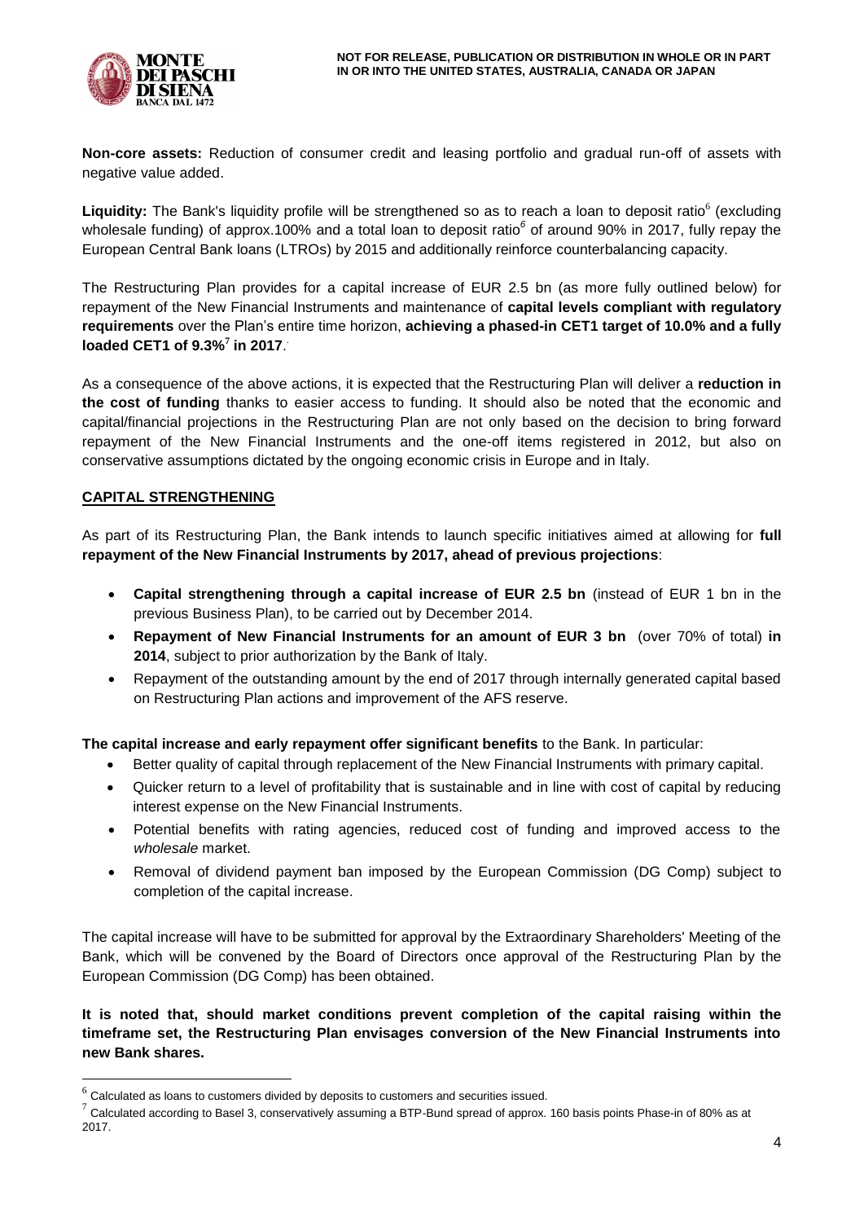**Non-core assets:** Reduction of consumer credit and leasing portfolio and gradual run-off of assets with negative value added.

**Liquidity:** The Bank's liquidity profile will be strengthened so as to reach a loan to deposit ratio[6] (excluding wholesale funding) of approx.100% and a total loan to deposit ratio[6] of around 90% in 2017, fully repay the European Central Bank loans (LTROs) by 2015 and additionally reinforce counterbalancing capacity.

The Restructuring Plan provides for a capital increase of EUR 2.5 bn (as more fully outlined below) for repayment of the New Financial Instruments and maintenance of **capital levels compliant with regulatory requirements** over the Plan's entire time horizon, **achieving a phased-in CET1 target of 10.0% and a fully loaded CET1 of 9.3%[7] in 2017**.

As a consequence of the above actions, it is expected that the Restructuring Plan will deliver a **reduction in the cost of funding** thanks to easier access to funding. It should also be noted that the economic and capital/financial projections in the Restructuring Plan are not only based on the decision to bring forward repayment of the New Financial Instruments and the one-off items registered in 2012, but also on conservative assumptions dictated by the ongoing economic crisis in Europe and in Italy.

## CAPITAL STRENGTHENING

As part of its Restructuring Plan, the Bank intends to launch specific initiatives aimed at allowing for **full repayment of the New Financial Instruments by 2017, ahead of previous projections**:

- **Capital strengthening through a capital increase of EUR 2.5 bn** (instead of EUR 1 bn in the previous Business Plan), to be carried out by December 2014.
- **Repayment of New Financial Instruments for an amount of EUR 3 bn** (over 70% of total) **in 2014**, subject to prior authorization by the Bank of Italy.
- Repayment of the outstanding amount by the end of 2017 through internally generated capital based on Restructuring Plan actions and improvement of the AFS reserve.

**The capital increase and early repayment offer significant benefits** to the Bank. In particular:

- Better quality of capital through replacement of the New Financial Instruments with primary capital.
- Quicker return to a level of profitability that is sustainable and in line with cost of capital by reducing interest expense on the New Financial Instruments.
- Potential benefits with rating agencies, reduced cost of funding and improved access to the *wholesale* market.
- Removal of dividend payment ban imposed by the European Commission (DG Comp) subject to completion of the capital increase.

The capital increase will have to be submitted for approval by the Extraordinary Shareholders' Meeting of the Bank, which will be convened by the Board of Directors once approval of the Restructuring Plan by the European Commission (DG Comp) has been obtained.

**It is noted that, should market conditions prevent completion of the capital raising within the timeframe set, the Restructuring Plan envisages conversion of the New Financial Instruments into new Bank shares.**

---

[6] Calculated as loans to customers divided by deposits to customers and securities issued.

[7] Calculated according to Basel 3, conservatively assuming a BTP-Bund spread of approx. 160 basis points Phase-in of 80% as at 2017.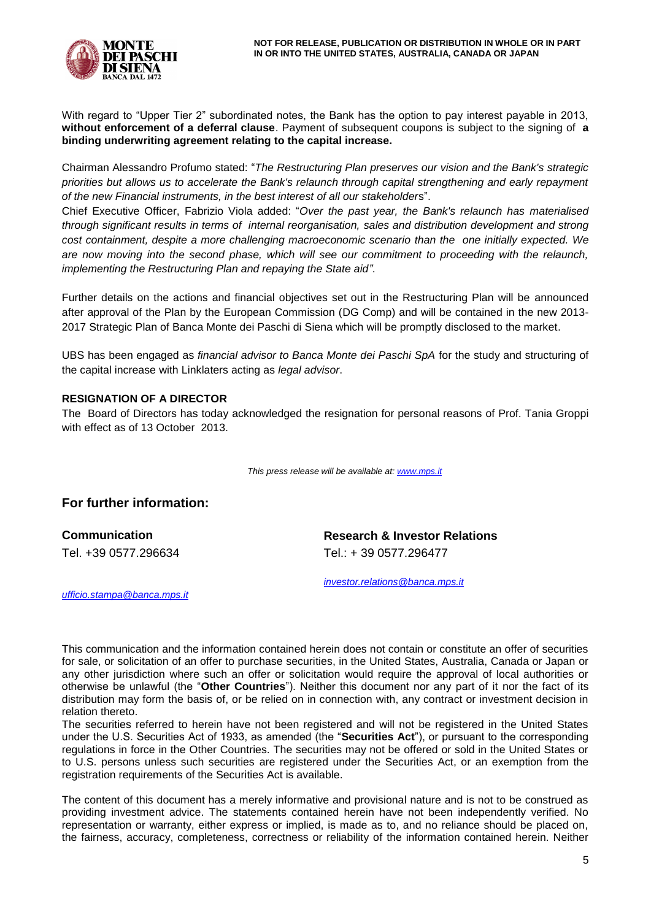NOT FOR RELEASE, PUBLICATION OR DISTRIBUTION IN WHOLE OR IN PART IN OR INTO THE UNITED STATES, AUSTRALIA, CANADA OR JAPAN

With regard to "Upper Tier 2" subordinated notes, the Bank has the option to pay interest payable in 2013, **without enforcement of a deferral clause**. Payment of subsequent coupons is subject to the signing of **a binding underwriting agreement relating to the capital increase.**

Chairman Alessandro Profumo stated: "*The Restructuring Plan preserves our vision and the Bank's strategic priorities but allows us to accelerate the Bank's relaunch through capital strengthening and early repayment of the new Financial instruments, in the best interest of all our stakeholder*s".

Chief Executive Officer, Fabrizio Viola added: "*Over the past year, the Bank's relaunch has materialised through significant results in terms of internal reorganisation, sales and distribution development and strong cost containment, despite a more challenging macroeconomic scenario than the one initially expected. We are now moving into the second phase, which will see our commitment to proceeding with the relaunch, implementing the Restructuring Plan and repaying the State aid"*.

Further details on the actions and financial objectives set out in the Restructuring Plan will be announced after approval of the Plan by the European Commission (DG Comp) and will be contained in the new 2013-2017 Strategic Plan of Banca Monte dei Paschi di Siena which will be promptly disclosed to the market.

UBS has been engaged as *financial advisor to Banca Monte dei Paschi SpA* for the study and structuring of the capital increase with Linklaters acting as *legal advisor*.

**RESIGNATION OF A DIRECTOR**

The Board of Directors has today acknowledged the resignation for personal reasons of Prof. Tania Groppi with effect as of 13 October 2013.

*This press release will be available at: www.mps.it*

## For further information:

**Communication**
Tel. +39 0577.296634
*ufficio.stampa@banca.mps.it*

**Research & Investor Relations**
Tel.: + 39 0577.296477
*investor.relations@banca.mps.it*

This communication and the information contained herein does not contain or constitute an offer of securities for sale, or solicitation of an offer to purchase securities, in the United States, Australia, Canada or Japan or any other jurisdiction where such an offer or solicitation would require the approval of local authorities or otherwise be unlawful (the "**Other Countries**"). Neither this document nor any part of it nor the fact of its distribution may form the basis of, or be relied on in connection with, any contract or investment decision in relation thereto.
The securities referred to herein have not been registered and will not be registered in the United States under the U.S. Securities Act of 1933, as amended (the "**Securities Act**"), or pursuant to the corresponding regulations in force in the Other Countries. The securities may not be offered or sold in the United States or to U.S. persons unless such securities are registered under the Securities Act, or an exemption from the registration requirements of the Securities Act is available.

The content of this document has a merely informative and provisional nature and is not to be construed as providing investment advice. The statements contained herein have not been independently verified. No representation or warranty, either express or implied, is made as to, and no reliance should be placed on, the fairness, accuracy, completeness, correctness or reliability of the information contained herein. Neither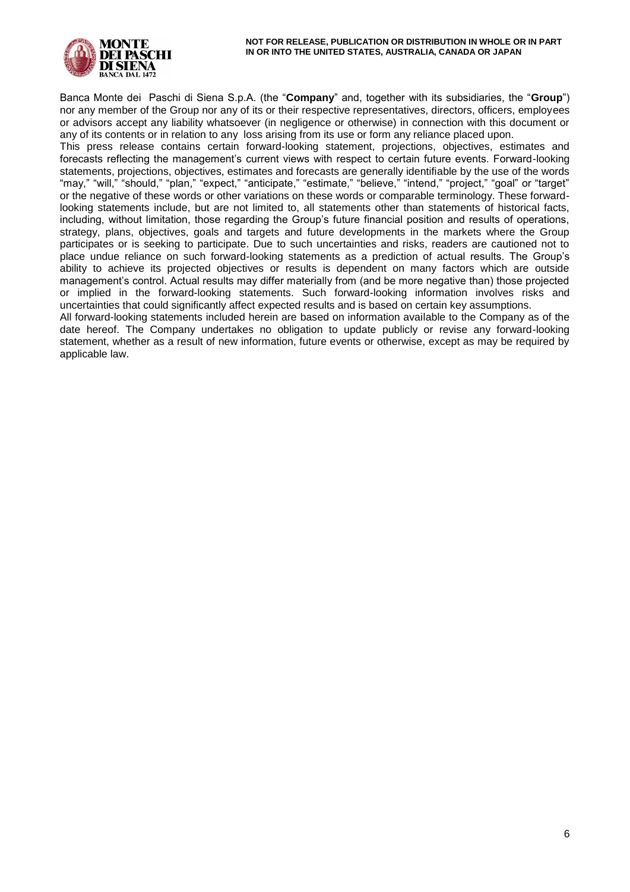Banca Monte dei Paschi di Siena S.p.A. (the "**Company**" and, together with its subsidiaries, the "**Group**") nor any member of the Group nor any of its or their respective representatives, directors, officers, employees or advisors accept any liability whatsoever (in negligence or otherwise) in connection with this document or any of its contents or in relation to any loss arising from its use or form any reliance placed upon.

This press release contains certain forward-looking statement, projections, objectives, estimates and forecasts reflecting the management's current views with respect to certain future events. Forward-looking statements, projections, objectives, estimates and forecasts are generally identifiable by the use of the words "may," "will," "should," "plan," "expect," "anticipate," "estimate," "believe," "intend," "project," "goal" or "target" or the negative of these words or other variations on these words or comparable terminology. These forward-looking statements include, but are not limited to, all statements other than statements of historical facts, including, without limitation, those regarding the Group's future financial position and results of operations, strategy, plans, objectives, goals and targets and future developments in the markets where the Group participates or is seeking to participate. Due to such uncertainties and risks, readers are cautioned not to place undue reliance on such forward-looking statements as a prediction of actual results. The Group's ability to achieve its projected objectives or results is dependent on many factors which are outside management's control. Actual results may differ materially from (and be more negative than) those projected or implied in the forward-looking statements. Such forward-looking information involves risks and uncertainties that could significantly affect expected results and is based on certain key assumptions.

All forward-looking statements included herein are based on information available to the Company as of the date hereof. The Company undertakes no obligation to update publicly or revise any forward-looking statement, whether as a result of new information, future events or otherwise, except as may be required by applicable law.